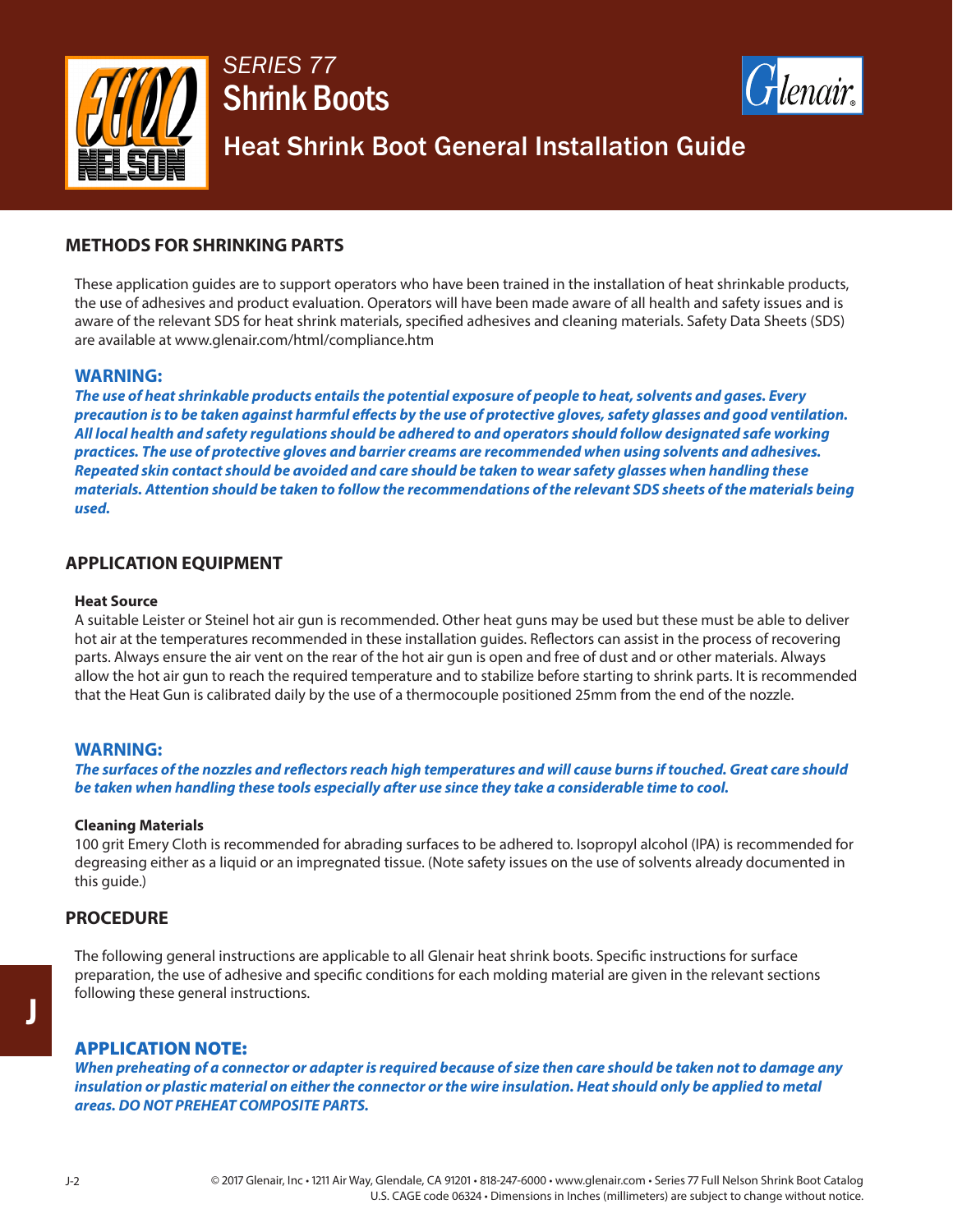# SERIES 77 Shrink Boots

## Heat Shrink Boot General Installation Guide

### METHODS FOR SHRINKING PARTS

These application guides are to support operators who have been trained in the installation of heat shrinkable products, the use of adhesives and product evaluation. Operators will have been made aware of all health and safety issues and is aware of the relevant SDS for heat shrink materials, specified adhesives and cleaning materials. Safety Data Sheets (SDS) are available at www.glenair.com/html/compliance.htm

**WARNING:**

***The use of heat shrinkable products entails the potential exposure of people to heat, solvents and gases. Every precaution is to be taken against harmful effects by the use of protective gloves, safety glasses and good ventilation. All local health and safety regulations should be adhered to and operators should follow designated safe working practices. The use of protective gloves and barrier creams are recommended when using solvents and adhesives. Repeated skin contact should be avoided and care should be taken to wear safety glasses when handling these materials. Attention should be taken to follow the recommendations of the relevant SDS sheets of the materials being used.***

### APPLICATION EQUIPMENT

**Heat Source**

A suitable Leister or Steinel hot air gun is recommended. Other heat guns may be used but these must be able to deliver hot air at the temperatures recommended in these installation guides. Reflectors can assist in the process of recovering parts. Always ensure the air vent on the rear of the hot air gun is open and free of dust and or other materials. Always allow the hot air gun to reach the required temperature and to stabilize before starting to shrink parts. It is recommended that the Heat Gun is calibrated daily by the use of a thermocouple positioned 25mm from the end of the nozzle.

**WARNING:**

***The surfaces of the nozzles and reflectors reach high temperatures and will cause burns if touched. Great care should be taken when handling these tools especially after use since they take a considerable time to cool.***

**Cleaning Materials**

100 grit Emery Cloth is recommended for abrading surfaces to be adhered to. Isopropyl alcohol (IPA) is recommended for degreasing either as a liquid or an impregnated tissue. (Note safety issues on the use of solvents already documented in this guide.)

### PROCEDURE

The following general instructions are applicable to all Glenair heat shrink boots. Specific instructions for surface preparation, the use of adhesive and specific conditions for each molding material are given in the relevant sections following these general instructions.

**APPLICATION NOTE:**

***When preheating of a connector or adapter is required because of size then care should be taken not to damage any insulation or plastic material on either the connector or the wire insulation. Heat should only be applied to metal areas. DO NOT PREHEAT COMPOSITE PARTS.***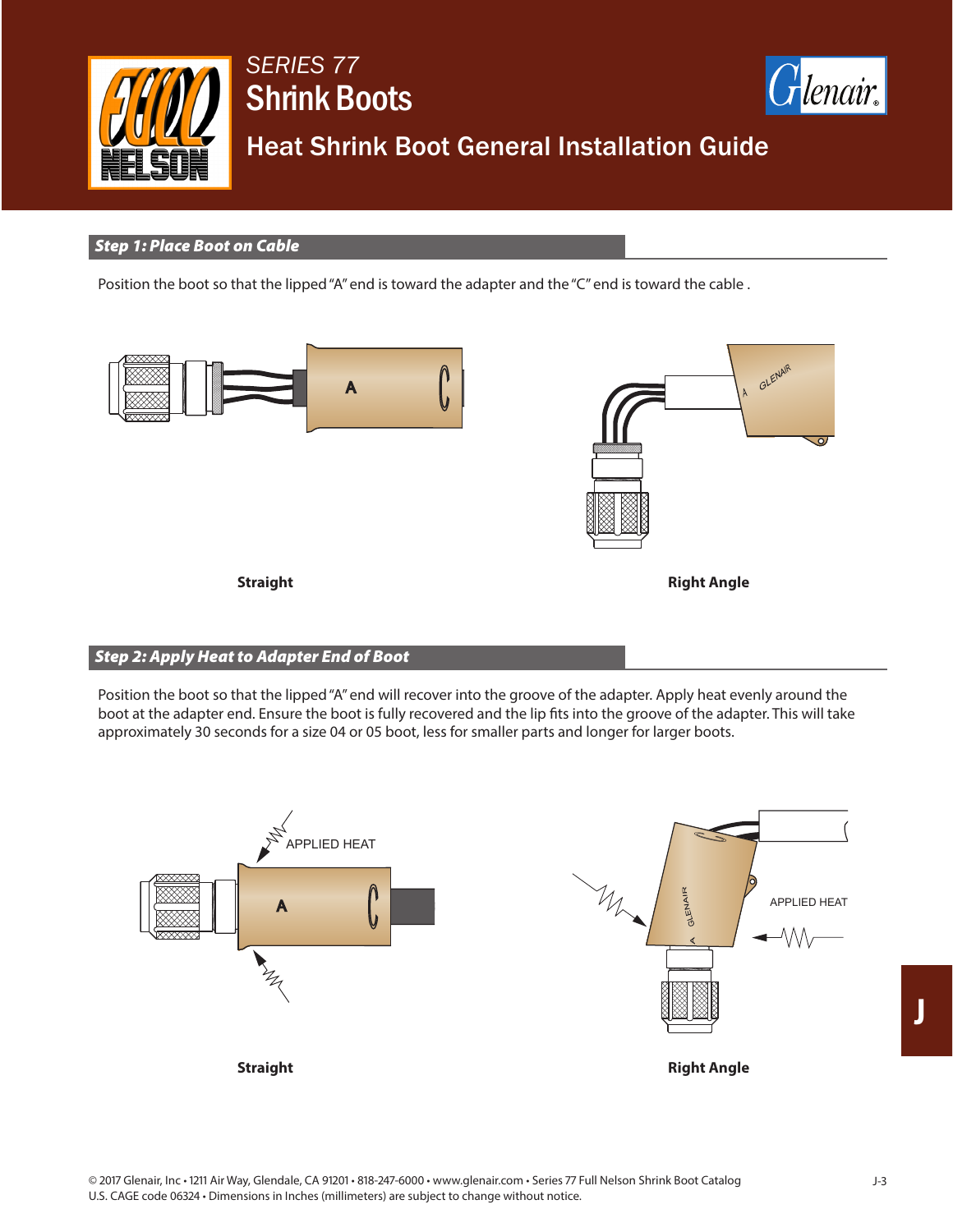# SERIES 77

# Shrink Boots

## Heat Shrink Boot General Installation Guide

### Step 1: Place Boot on Cable

Position the boot so that the lipped "A" end is toward the adapter and the "C" end is toward the cable .

Straight

Right Angle

### Step 2: Apply Heat to Adapter End of Boot

Position the boot so that the lipped "A" end will recover into the groove of the adapter. Apply heat evenly around the boot at the adapter end. Ensure the boot is fully recovered and the lip fits into the groove of the adapter. This will take approximately 30 seconds for a size 04 or 05 boot, less for smaller parts and longer for larger boots.

Straight

Right Angle

© 2017 Glenair, Inc • 1211 Air Way, Glendale, CA 91201 • 818-247-6000 • www.glenair.com • Series 77 Full Nelson Shrink Boot Catalog
U.S. CAGE code 06324 • Dimensions in Inches (millimeters) are subject to change without notice.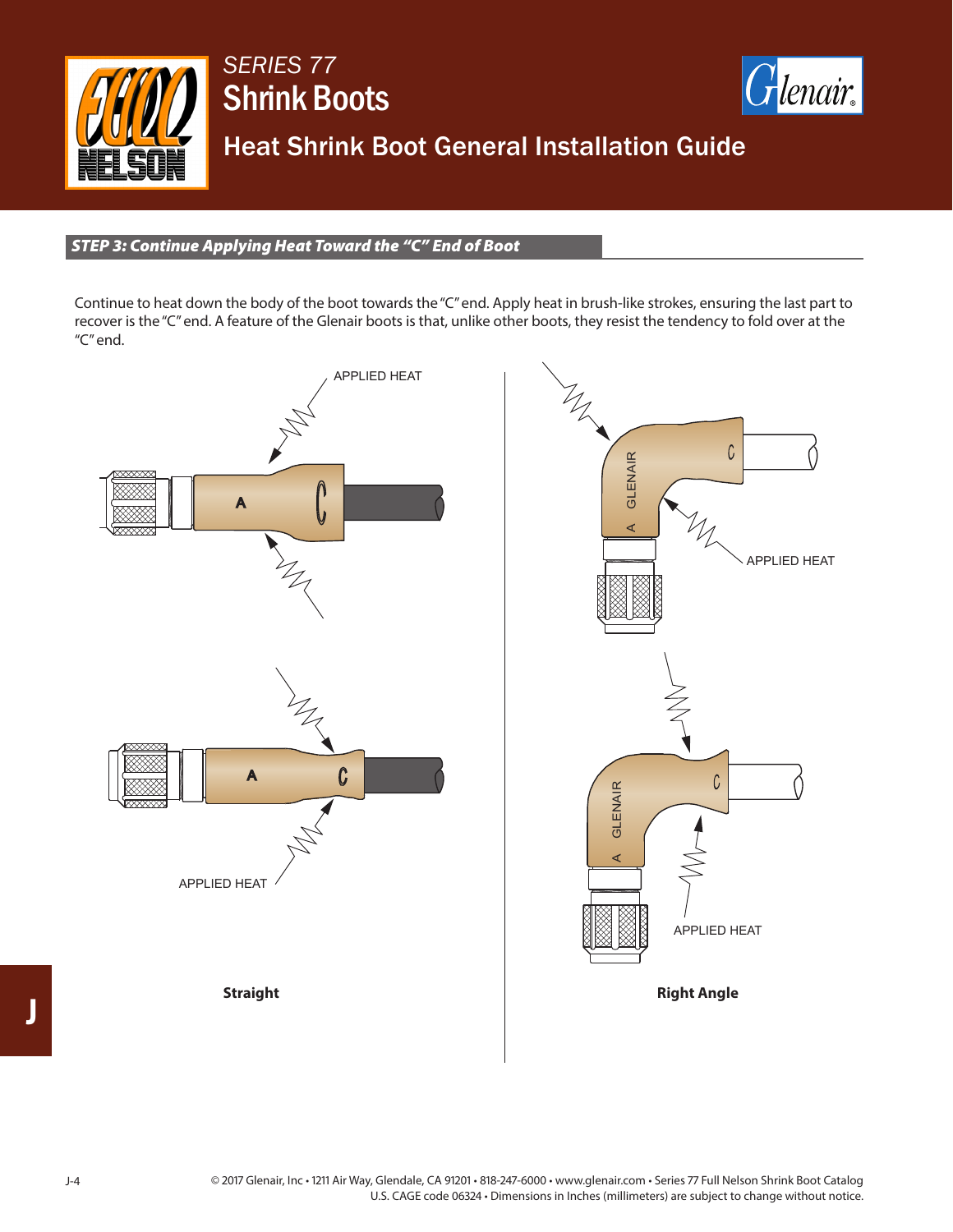# SERIES 77 Shrink Boots

## Heat Shrink Boot General Installation Guide

### *STEP 3: Continue Applying Heat Toward the "C" End of Boot*

Continue to heat down the body of the boot towards the "C" end. Apply heat in brush-like strokes, ensuring the last part to recover is the "C" end. A feature of the Glenair boots is that, unlike other boots, they resist the tendency to fold over at the "C" end.

APPLIED HEAT

APPLIED HEAT

**Straight**

APPLIED HEAT

APPLIED HEAT

**Right Angle**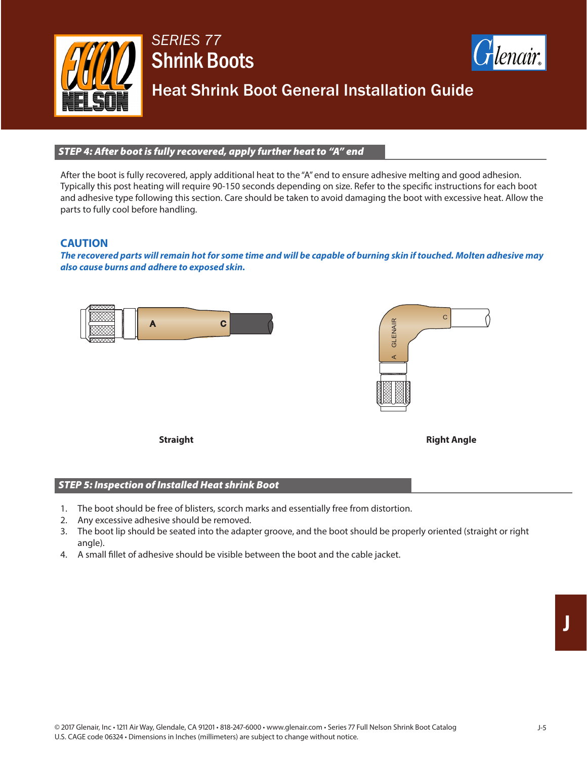# SERIES 77
## Shrink Boots
## Heat Shrink Boot General Installation Guide

### *STEP 4: After boot is fully recovered, apply further heat to "A" end*

After the boot is fully recovered, apply additional heat to the "A" end to ensure adhesive melting and good adhesion. Typically this post heating will require 90-150 seconds depending on size. Refer to the specific instructions for each boot and adhesive type following this section. Care should be taken to avoid damaging the boot with excessive heat. Allow the parts to fully cool before handling.

**CAUTION**

***The recovered parts will remain hot for some time and will be capable of burning skin if touched. Molten adhesive may also cause burns and adhere to exposed skin.***

A C

**Straight**

C
GLENAIR
A

**Right Angle**

### *STEP 5: Inspection of Installed Heat shrink Boot*

1. The boot should be free of blisters, scorch marks and essentially free from distortion.
2. Any excessive adhesive should be removed.
3. The boot lip should be seated into the adapter groove, and the boot should be properly oriented (straight or right angle).
4. A small fillet of adhesive should be visible between the boot and the cable jacket.